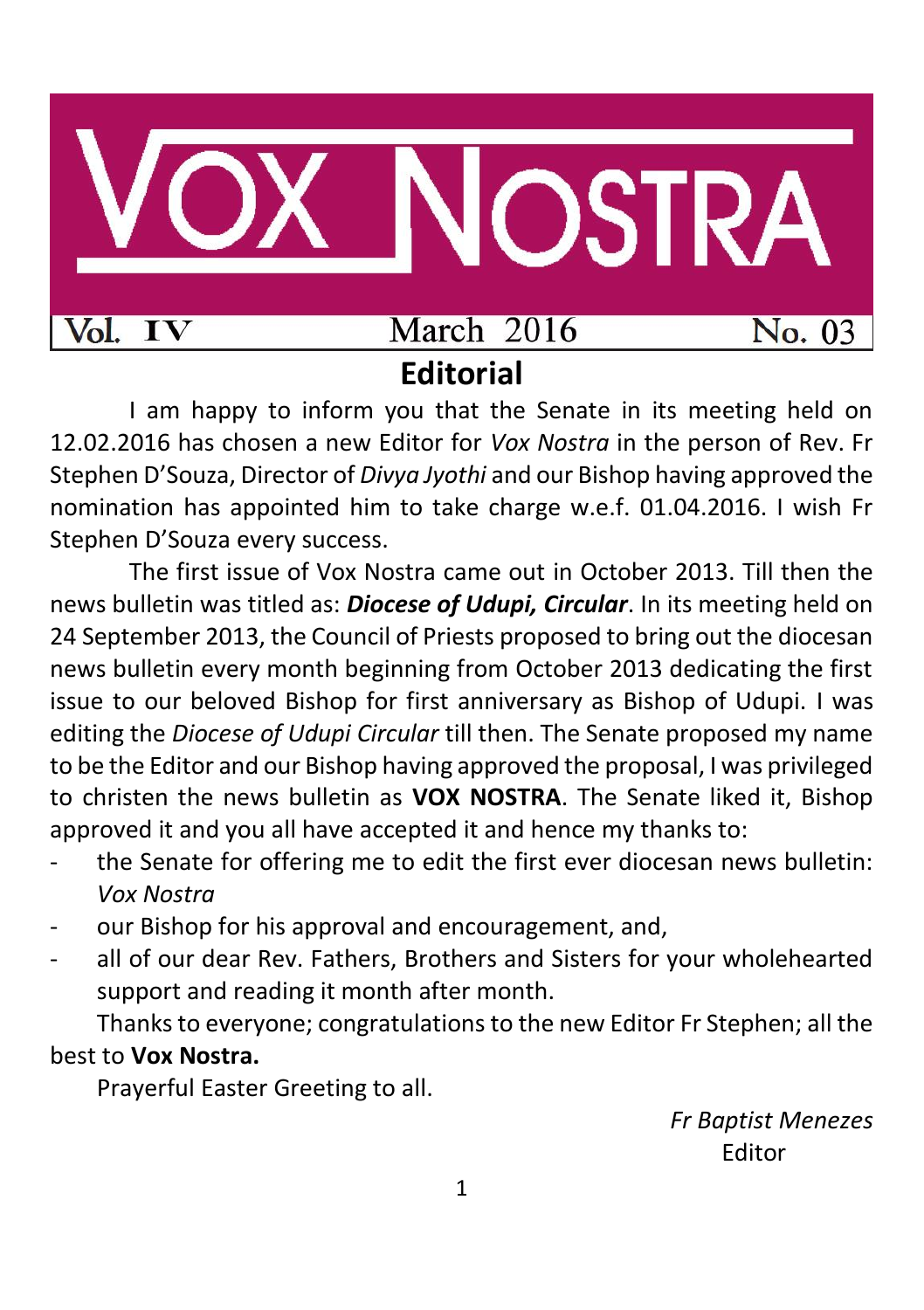# VOX NOSTRA

Vol. IV | March 2016 | No. 03

## Editorial

I am happy to inform you that the Senate in its meeting held on 12.02.2016 has chosen a new Editor for *Vox Nostra* in the person of Rev. Fr Stephen D'Souza, Director of *Divya Jyothi* and our Bishop having approved the nomination has appointed him to take charge w.e.f. 01.04.2016. I wish Fr Stephen D'Souza every success.

The first issue of Vox Nostra came out in October 2013. Till then the news bulletin was titled as: ***Diocese of Udupi, Circular***. In its meeting held on 24 September 2013, the Council of Priests proposed to bring out the diocesan news bulletin every month beginning from October 2013 dedicating the first issue to our beloved Bishop for first anniversary as Bishop of Udupi. I was editing the *Diocese of Udupi Circular* till then. The Senate proposed my name to be the Editor and our Bishop having approved the proposal, I was privileged to christen the news bulletin as **VOX NOSTRA**. The Senate liked it, Bishop approved it and you all have accepted it and hence my thanks to:

- the Senate for offering me to edit the first ever diocesan news bulletin: *Vox Nostra*
- our Bishop for his approval and encouragement, and,
- all of our dear Rev. Fathers, Brothers and Sisters for your wholehearted support and reading it month after month.

Thanks to everyone; congratulations to the new Editor Fr Stephen; all the best to **Vox Nostra.**

Prayerful Easter Greeting to all.

*Fr Baptist Menezes*
Editor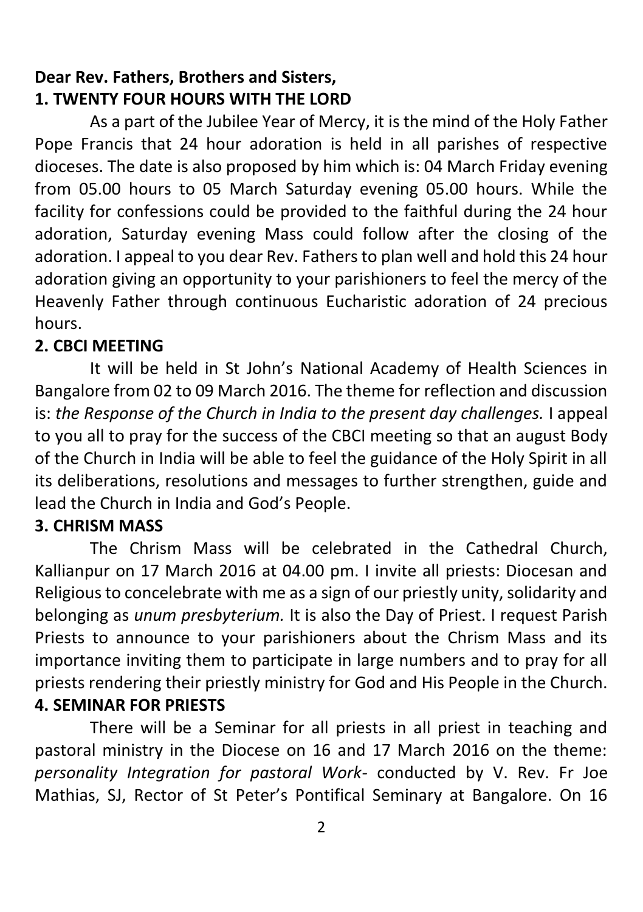**Dear Rev. Fathers, Brothers and Sisters,**

**1. TWENTY FOUR HOURS WITH THE LORD**

As a part of the Jubilee Year of Mercy, it is the mind of the Holy Father Pope Francis that 24 hour adoration is held in all parishes of respective dioceses. The date is also proposed by him which is: 04 March Friday evening from 05.00 hours to 05 March Saturday evening 05.00 hours. While the facility for confessions could be provided to the faithful during the 24 hour adoration, Saturday evening Mass could follow after the closing of the adoration. I appeal to you dear Rev. Fathers to plan well and hold this 24 hour adoration giving an opportunity to your parishioners to feel the mercy of the Heavenly Father through continuous Eucharistic adoration of 24 precious hours.

**2. CBCI MEETING**

It will be held in St John's National Academy of Health Sciences in Bangalore from 02 to 09 March 2016. The theme for reflection and discussion is: *the Response of the Church in India to the present day challenges.* I appeal to you all to pray for the success of the CBCI meeting so that an august Body of the Church in India will be able to feel the guidance of the Holy Spirit in all its deliberations, resolutions and messages to further strengthen, guide and lead the Church in India and God's People.

**3. CHRISM MASS**

The Chrism Mass will be celebrated in the Cathedral Church, Kallianpur on 17 March 2016 at 04.00 pm. I invite all priests: Diocesan and Religious to concelebrate with me as a sign of our priestly unity, solidarity and belonging as *unum presbyterium.* It is also the Day of Priest. I request Parish Priests to announce to your parishioners about the Chrism Mass and its importance inviting them to participate in large numbers and to pray for all priests rendering their priestly ministry for God and His People in the Church.

**4. SEMINAR FOR PRIESTS**

There will be a Seminar for all priests in all priest in teaching and pastoral ministry in the Diocese on 16 and 17 March 2016 on the theme: *personality Integration for pastoral Work-* conducted by V. Rev. Fr Joe Mathias, SJ, Rector of St Peter's Pontifical Seminary at Bangalore. On 16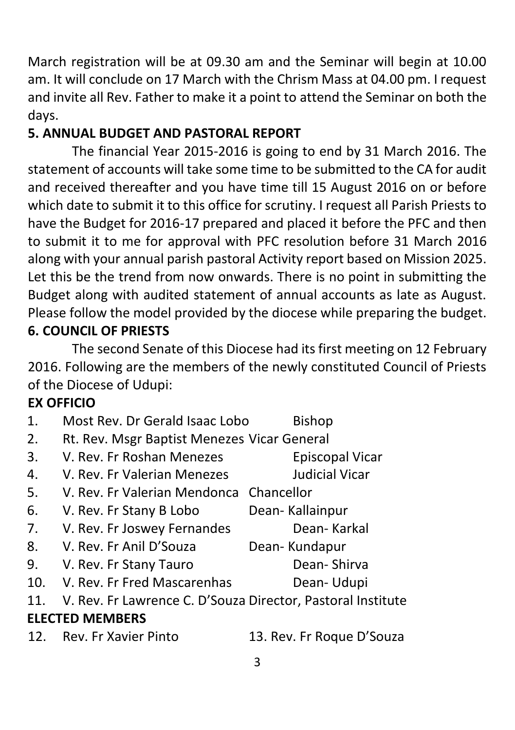March registration will be at 09.30 am and the Seminar will begin at 10.00 am. It will conclude on 17 March with the Chrism Mass at 04.00 pm. I request and invite all Rev. Father to make it a point to attend the Seminar on both the days.

## 5. ANNUAL BUDGET AND PASTORAL REPORT

The financial Year 2015-2016 is going to end by 31 March 2016. The statement of accounts will take some time to be submitted to the CA for audit and received thereafter and you have time till 15 August 2016 on or before which date to submit it to this office for scrutiny. I request all Parish Priests to have the Budget for 2016-17 prepared and placed it before the PFC and then to submit it to me for approval with PFC resolution before 31 March 2016 along with your annual parish pastoral Activity report based on Mission 2025. Let this be the trend from now onwards. There is no point in submitting the Budget along with audited statement of annual accounts as late as August. Please follow the model provided by the diocese while preparing the budget.

## 6. COUNCIL OF PRIESTS

The second Senate of this Diocese had its first meeting on 12 February 2016. Following are the members of the newly constituted Council of Priests of the Diocese of Udupi:

**EX OFFICIO**

1. Most Rev. Dr Gerald Isaac Lobo — Bishop
2. Rt. Rev. Msgr Baptist Menezes — Vicar General
3. V. Rev. Fr Roshan Menezes — Episcopal Vicar
4. V. Rev. Fr Valerian Menezes — Judicial Vicar
5. V. Rev. Fr Valerian Mendonca — Chancellor
6. V. Rev. Fr Stany B Lobo — Dean- Kallainpur
7. V. Rev. Fr Joswey Fernandes — Dean- Karkal
8. V. Rev. Fr Anil D'Souza — Dean- Kundapur
9. V. Rev. Fr Stany Tauro — Dean- Shirva
10. V. Rev. Fr Fred Mascarenhas — Dean- Udupi
11. V. Rev. Fr Lawrence C. D'Souza — Director, Pastoral Institute

**ELECTED MEMBERS**

12. Rev. Fr Xavier Pinto
13. Rev. Fr Roque D'Souza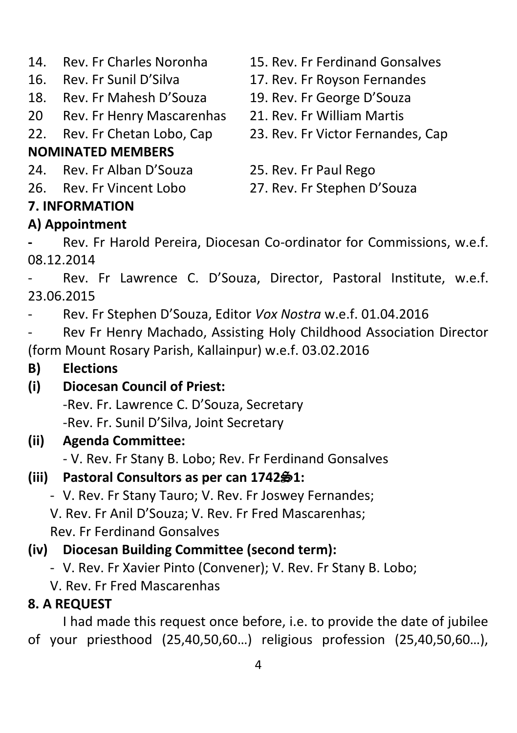14. Rev. Fr Charles Noronha
15. Rev. Fr Ferdinand Gonsalves
16. Rev. Fr Sunil D'Silva
17. Rev. Fr Royson Fernandes
18. Rev. Fr Mahesh D'Souza
19. Rev. Fr George D'Souza
20 Rev. Fr Henry Mascarenhas
21. Rev. Fr William Martis
22. Rev. Fr Chetan Lobo, Cap
23. Rev. Fr Victor Fernandes, Cap

**NOMINATED MEMBERS**

24. Rev. Fr Alban D'Souza
25. Rev. Fr Paul Rego
26. Rev. Fr Vincent Lobo
27. Rev. Fr Stephen D'Souza

**7. INFORMATION**

**A) Appointment**

- Rev. Fr Harold Pereira, Diocesan Co-ordinator for Commissions, w.e.f. 08.12.2014
- Rev. Fr Lawrence C. D'Souza, Director, Pastoral Institute, w.e.f. 23.06.2015
- Rev. Fr Stephen D'Souza, Editor *Vox Nostra* w.e.f. 01.04.2016
- Rev Fr Henry Machado, Assisting Holy Childhood Association Director (form Mount Rosary Parish, Kallainpur) w.e.f. 03.02.2016

**B) Elections**

**(i) Diocesan Council of Priest:**

-Rev. Fr. Lawrence C. D'Souza, Secretary
-Rev. Fr. Sunil D'Silva, Joint Secretary

**(ii) Agenda Committee:**

- V. Rev. Fr Stany B. Lobo; Rev. Fr Ferdinand Gonsalves

**(iii) Pastoral Consultors as per can 1742§1:**

- V. Rev. Fr Stany Tauro; V. Rev. Fr Joswey Fernandes;
V. Rev. Fr Anil D'Souza; V. Rev. Fr Fred Mascarenhas;
Rev. Fr Ferdinand Gonsalves

**(iv) Diocesan Building Committee (second term):**

- V. Rev. Fr Xavier Pinto (Convener); V. Rev. Fr Stany B. Lobo;
V. Rev. Fr Fred Mascarenhas

**8. A REQUEST**

I had made this request once before, i.e. to provide the date of jubilee of your priesthood (25,40,50,60…) religious profession (25,40,50,60…),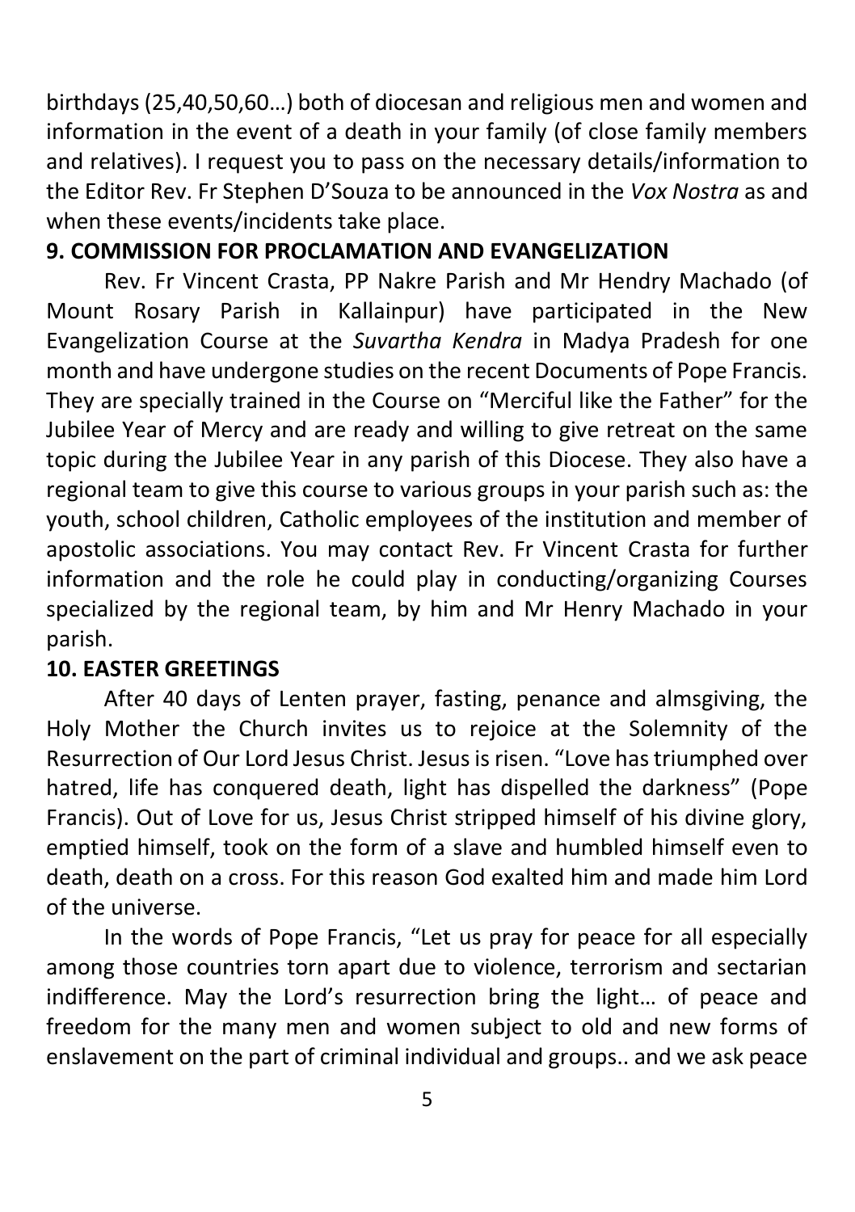birthdays (25,40,50,60…) both of diocesan and religious men and women and information in the event of a death in your family (of close family members and relatives). I request you to pass on the necessary details/information to the Editor Rev. Fr Stephen D'Souza to be announced in the *Vox Nostra* as and when these events/incidents take place.

**9. COMMISSION FOR PROCLAMATION AND EVANGELIZATION**

Rev. Fr Vincent Crasta, PP Nakre Parish and Mr Hendry Machado (of Mount Rosary Parish in Kallainpur) have participated in the New Evangelization Course at the *Suvartha Kendra* in Madya Pradesh for one month and have undergone studies on the recent Documents of Pope Francis. They are specially trained in the Course on "Merciful like the Father" for the Jubilee Year of Mercy and are ready and willing to give retreat on the same topic during the Jubilee Year in any parish of this Diocese. They also have a regional team to give this course to various groups in your parish such as: the youth, school children, Catholic employees of the institution and member of apostolic associations. You may contact Rev. Fr Vincent Crasta for further information and the role he could play in conducting/organizing Courses specialized by the regional team, by him and Mr Henry Machado in your parish.

**10. EASTER GREETINGS**

After 40 days of Lenten prayer, fasting, penance and almsgiving, the Holy Mother the Church invites us to rejoice at the Solemnity of the Resurrection of Our Lord Jesus Christ. Jesus is risen. "Love has triumphed over hatred, life has conquered death, light has dispelled the darkness" (Pope Francis). Out of Love for us, Jesus Christ stripped himself of his divine glory, emptied himself, took on the form of a slave and humbled himself even to death, death on a cross. For this reason God exalted him and made him Lord of the universe.

In the words of Pope Francis, "Let us pray for peace for all especially among those countries torn apart due to violence, terrorism and sectarian indifference. May the Lord's resurrection bring the light… of peace and freedom for the many men and women subject to old and new forms of enslavement on the part of criminal individual and groups.. and we ask peace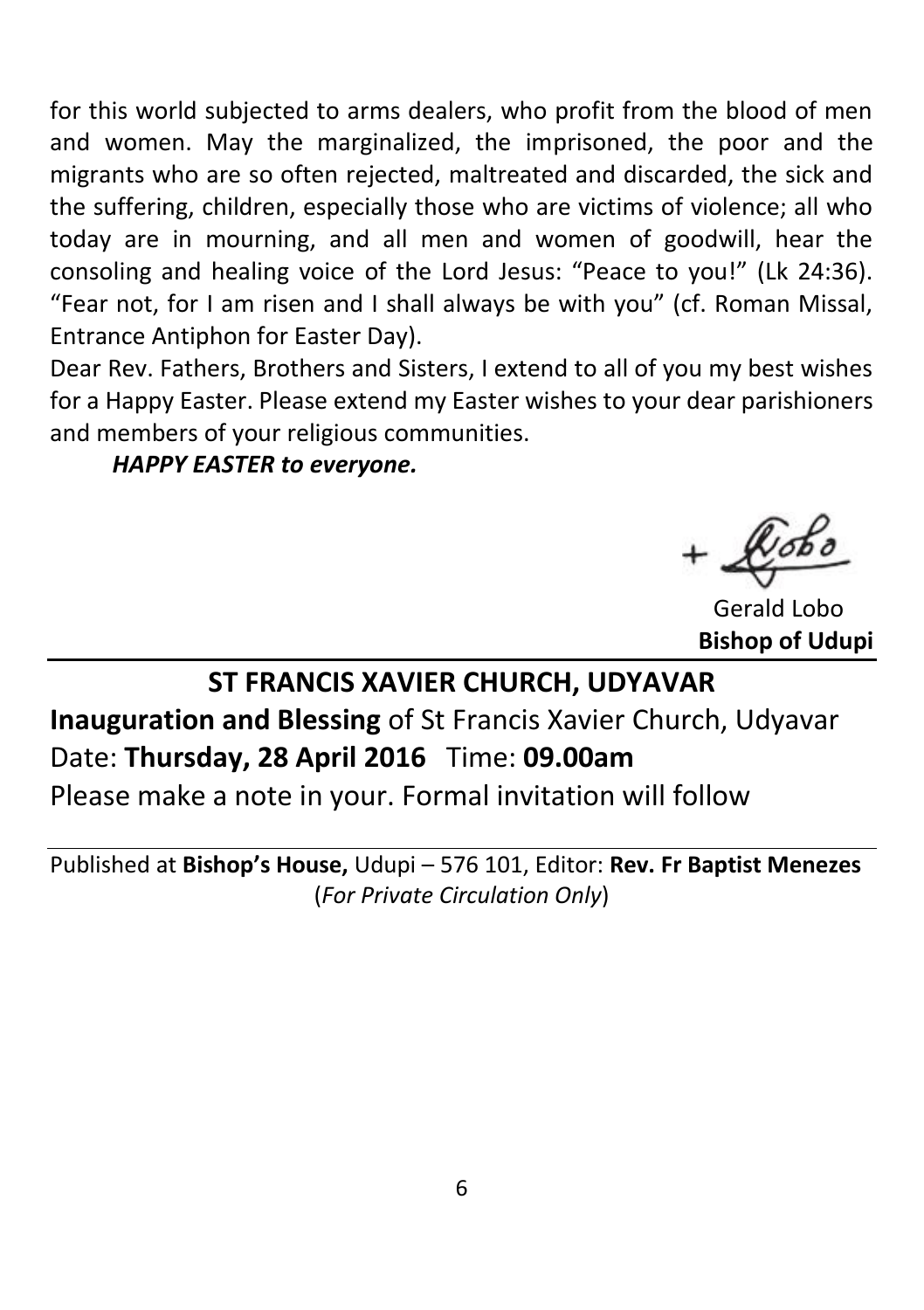for this world subjected to arms dealers, who profit from the blood of men and women. May the marginalized, the imprisoned, the poor and the migrants who are so often rejected, maltreated and discarded, the sick and the suffering, children, especially those who are victims of violence; all who today are in mourning, and all men and women of goodwill, hear the consoling and healing voice of the Lord Jesus: "Peace to you!" (Lk 24:36). "Fear not, for I am risen and I shall always be with you" (cf. Roman Missal, Entrance Antiphon for Easter Day).

Dear Rev. Fathers, Brothers and Sisters, I extend to all of you my best wishes for a Happy Easter. Please extend my Easter wishes to your dear parishioners and members of your religious communities.

***HAPPY EASTER to everyone.***

+ Lobo

Gerald Lobo
**Bishop of Udupi**

---

## ST FRANCIS XAVIER CHURCH, UDYAVAR

**Inauguration and Blessing** of St Francis Xavier Church, Udyavar
Date: **Thursday, 28 April 2016** Time: **09.00am**
Please make a note in your. Formal invitation will follow

---

Published at **Bishop's House,** Udupi – 576 101, Editor: **Rev. Fr Baptist Menezes**
(*For Private Circulation Only*)